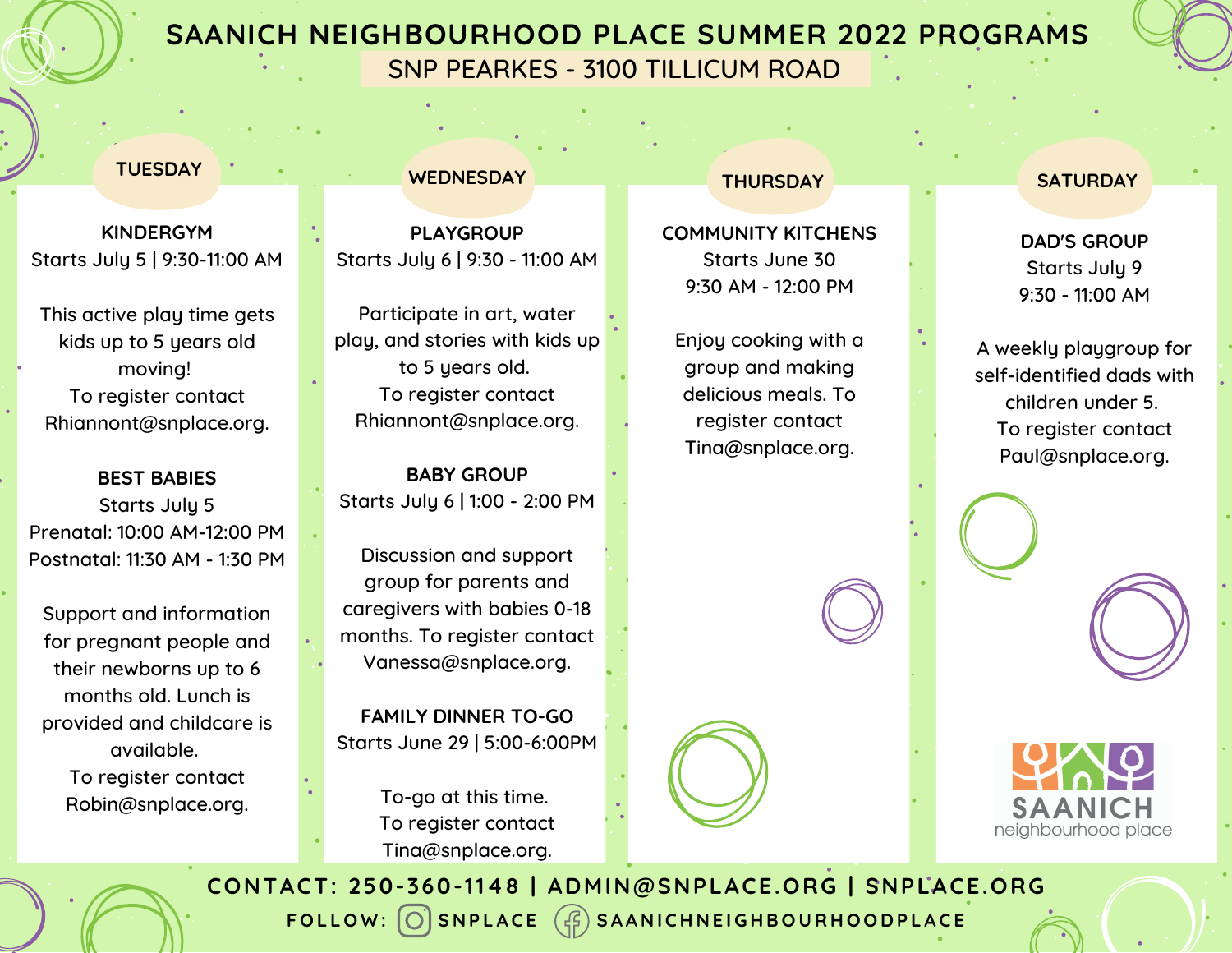# SAANICH NEIGHBOURHOOD PLACE SUMMER 2022 PROGRAMS

## SNP PEARKES - 3100 TILLICUM ROAD

## TUESDAY

### KINDERGYM

Starts July 5 | 9:30-11:00 AM

This active play time gets kids up to 5 years old moving!
To register contact Rhiannont@snplace.org.

### BEST BABIES

Starts July 5
Prenatal: 10:00 AM-12:00 PM
Postnatal: 11:30 AM - 1:30 PM

Support and information for pregnant people and their newborns up to 6 months old. Lunch is provided and childcare is available.
To register contact Robin@snplace.org.

## WEDNESDAY

### PLAYGROUP

Starts July 6 | 9:30 - 11:00 AM

Participate in art, water play, and stories with kids up to 5 years old.
To register contact Rhiannont@snplace.org.

### BABY GROUP

Starts July 6 | 1:00 - 2:00 PM

Discussion and support group for parents and caregivers with babies 0-18 months. To register contact Vanessa@snplace.org.

### FAMILY DINNER TO-GO

Starts June 29 | 5:00-6:00PM

To-go at this time.
To register contact Tina@snplace.org.

## THURSDAY

### COMMUNITY KITCHENS

Starts June 30
9:30 AM - 12:00 PM

Enjoy cooking with a group and making delicious meals. To register contact Tina@snplace.org.

## SATURDAY

### DAD'S GROUP

Starts July 9
9:30 - 11:00 AM

A weekly playgroup for self-identified dads with children under 5.
To register contact Paul@snplace.org.

SAANICH neighbourhood place

CONTACT: 250-360-1148 | ADMIN@SNPLACE.ORG | SNPLACE.ORG

FOLLOW: SNPLACE SAANICHNEIGHBOURHOODPLACE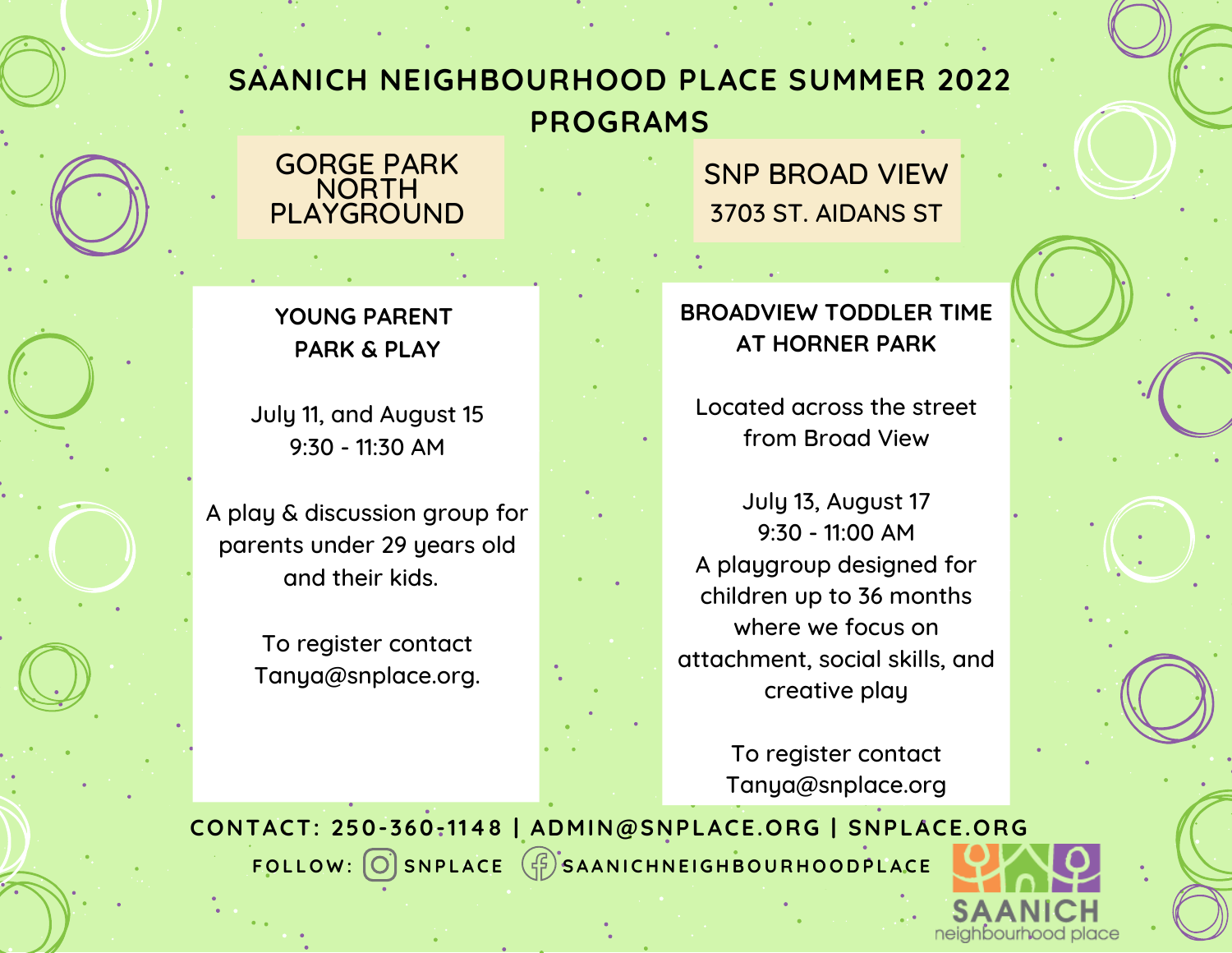# SAANICH NEIGHBOURHOOD PLACE SUMMER 2022 PROGRAMS

## GORGE PARK NORTH PLAYGROUND

### YOUNG PARENT PARK & PLAY

July 11, and August 15
9:30 - 11:30 AM

A play & discussion group for parents under 29 years old and their kids.

To register contact Tanya@snplace.org.

## SNP BROAD VIEW

3703 ST. AIDANS ST

### BROADVIEW TODDLER TIME AT HORNER PARK

Located across the street from Broad View

July 13, August 17
9:30 - 11:00 AM
A playgroup designed for children up to 36 months where we focus on attachment, social skills, and creative play

To register contact Tanya@snplace.org

**CONTACT: 250-360-1148 | ADMIN@SNPLACE.ORG | SNPLACE.ORG**

FOLLOW: SNPLACE SAANICHNEIGHBOURHOODPLACE

SAANICH neighbourhood place